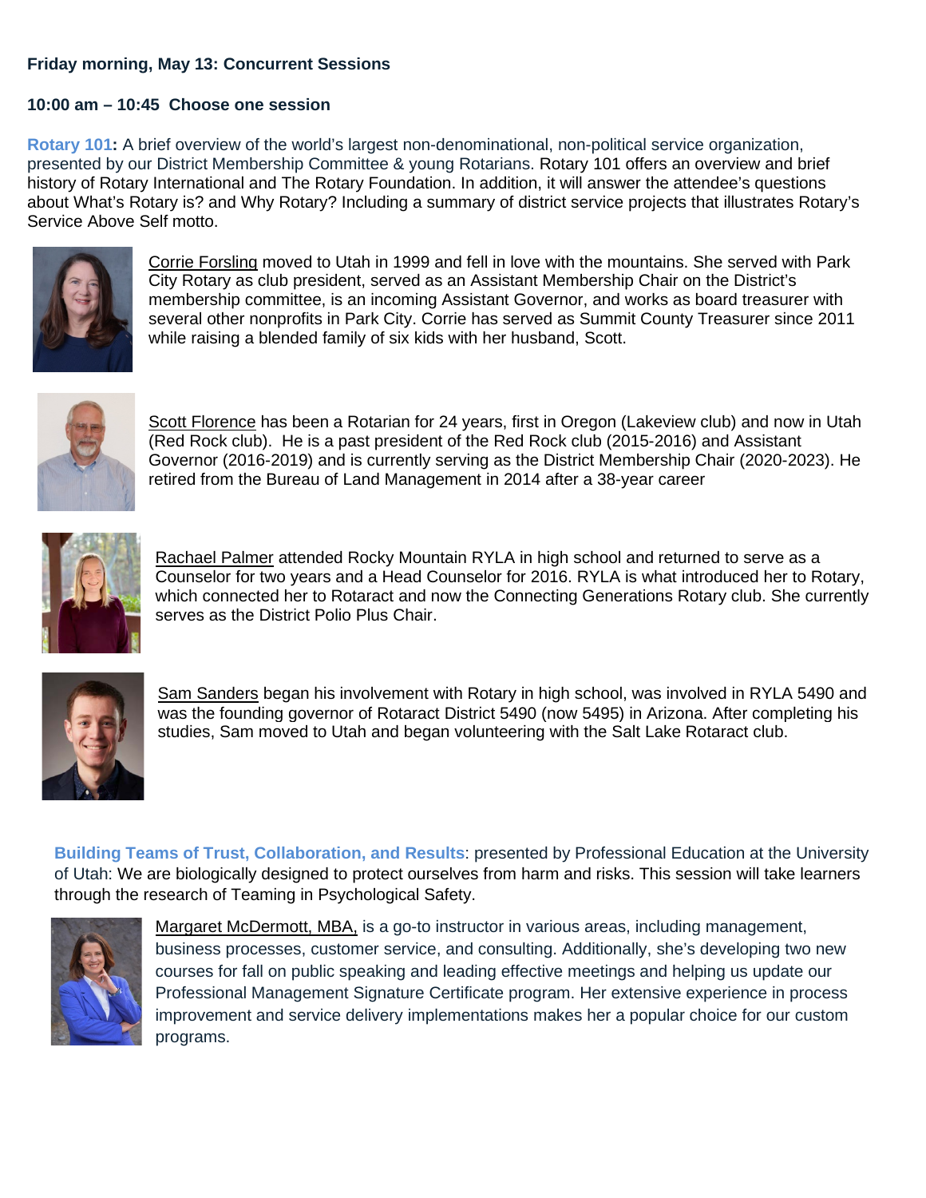**Friday morning, May 13: Concurrent Sessions**

**10:00 am – 10:45 Choose one session**

**Rotary 101:** A brief overview of the world's largest non-denominational, non-political service organization, presented by our District Membership Committee & young Rotarians. Rotary 101 offers an overview and brief history of Rotary International and The Rotary Foundation. In addition, it will answer the attendee's questions about What's Rotary is? and Why Rotary? Including a summary of district service projects that illustrates Rotary's Service Above Self motto.

Corrie Forsling moved to Utah in 1999 and fell in love with the mountains. She served with Park City Rotary as club president, served as an Assistant Membership Chair on the District's membership committee, is an incoming Assistant Governor, and works as board treasurer with several other nonprofits in Park City. Corrie has served as Summit County Treasurer since 2011 while raising a blended family of six kids with her husband, Scott.

Scott Florence has been a Rotarian for 24 years, first in Oregon (Lakeview club) and now in Utah (Red Rock club). He is a past president of the Red Rock club (2015-2016) and Assistant Governor (2016-2019) and is currently serving as the District Membership Chair (2020-2023). He retired from the Bureau of Land Management in 2014 after a 38-year career

Rachael Palmer attended Rocky Mountain RYLA in high school and returned to serve as a Counselor for two years and a Head Counselor for 2016. RYLA is what introduced her to Rotary, which connected her to Rotaract and now the Connecting Generations Rotary club. She currently serves as the District Polio Plus Chair.

Sam Sanders began his involvement with Rotary in high school, was involved in RYLA 5490 and was the founding governor of Rotaract District 5490 (now 5495) in Arizona. After completing his studies, Sam moved to Utah and began volunteering with the Salt Lake Rotaract club.

**Building Teams of Trust, Collaboration, and Results**: presented by Professional Education at the University of Utah: We are biologically designed to protect ourselves from harm and risks. This session will take learners through the research of Teaming in Psychological Safety.

Margaret McDermott, MBA, is a go-to instructor in various areas, including management, business processes, customer service, and consulting. Additionally, she's developing two new courses for fall on public speaking and leading effective meetings and helping us update our Professional Management Signature Certificate program. Her extensive experience in process improvement and service delivery implementations makes her a popular choice for our custom programs.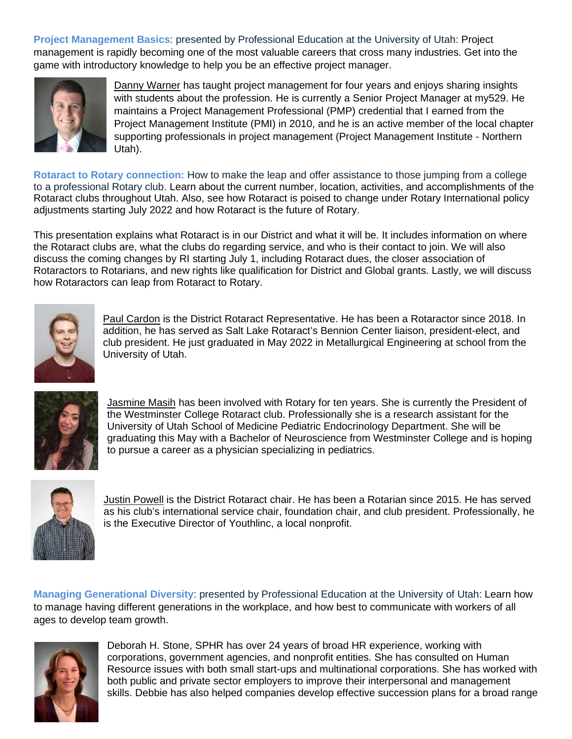**Project Management Basics**: presented by Professional Education at the University of Utah: Project management is rapidly becoming one of the most valuable careers that cross many industries. Get into the game with introductory knowledge to help you be an effective project manager.

Danny Warner has taught project management for four years and enjoys sharing insights with students about the profession. He is currently a Senior Project Manager at my529. He maintains a Project Management Professional (PMP) credential that I earned from the Project Management Institute (PMI) in 2010, and he is an active member of the local chapter supporting professionals in project management (Project Management Institute - Northern Utah).

**Rotaract to Rotary connection:** How to make the leap and offer assistance to those jumping from a college to a professional Rotary club. Learn about the current number, location, activities, and accomplishments of the Rotaract clubs throughout Utah. Also, see how Rotaract is poised to change under Rotary International policy adjustments starting July 2022 and how Rotaract is the future of Rotary.

This presentation explains what Rotaract is in our District and what it will be. It includes information on where the Rotaract clubs are, what the clubs do regarding service, and who is their contact to join. We will also discuss the coming changes by RI starting July 1, including Rotaract dues, the closer association of Rotaractors to Rotarians, and new rights like qualification for District and Global grants. Lastly, we will discuss how Rotaractors can leap from Rotaract to Rotary.

Paul Cardon is the District Rotaract Representative. He has been a Rotaractor since 2018. In addition, he has served as Salt Lake Rotaract's Bennion Center liaison, president-elect, and club president. He just graduated in May 2022 in Metallurgical Engineering at school from the University of Utah.

Jasmine Masih has been involved with Rotary for ten years. She is currently the President of the Westminster College Rotaract club. Professionally she is a research assistant for the University of Utah School of Medicine Pediatric Endocrinology Department. She will be graduating this May with a Bachelor of Neuroscience from Westminster College and is hoping to pursue a career as a physician specializing in pediatrics.

Justin Powell is the District Rotaract chair. He has been a Rotarian since 2015. He has served as his club's international service chair, foundation chair, and club president. Professionally, he is the Executive Director of Youthlinc, a local nonprofit.

**Managing Generational Diversity**: presented by Professional Education at the University of Utah: Learn how to manage having different generations in the workplace, and how best to communicate with workers of all ages to develop team growth.

Deborah H. Stone, SPHR has over 24 years of broad HR experience, working with corporations, government agencies, and nonprofit entities. She has consulted on Human Resource issues with both small start-ups and multinational corporations. She has worked with both public and private sector employers to improve their interpersonal and management skills. Debbie has also helped companies develop effective succession plans for a broad range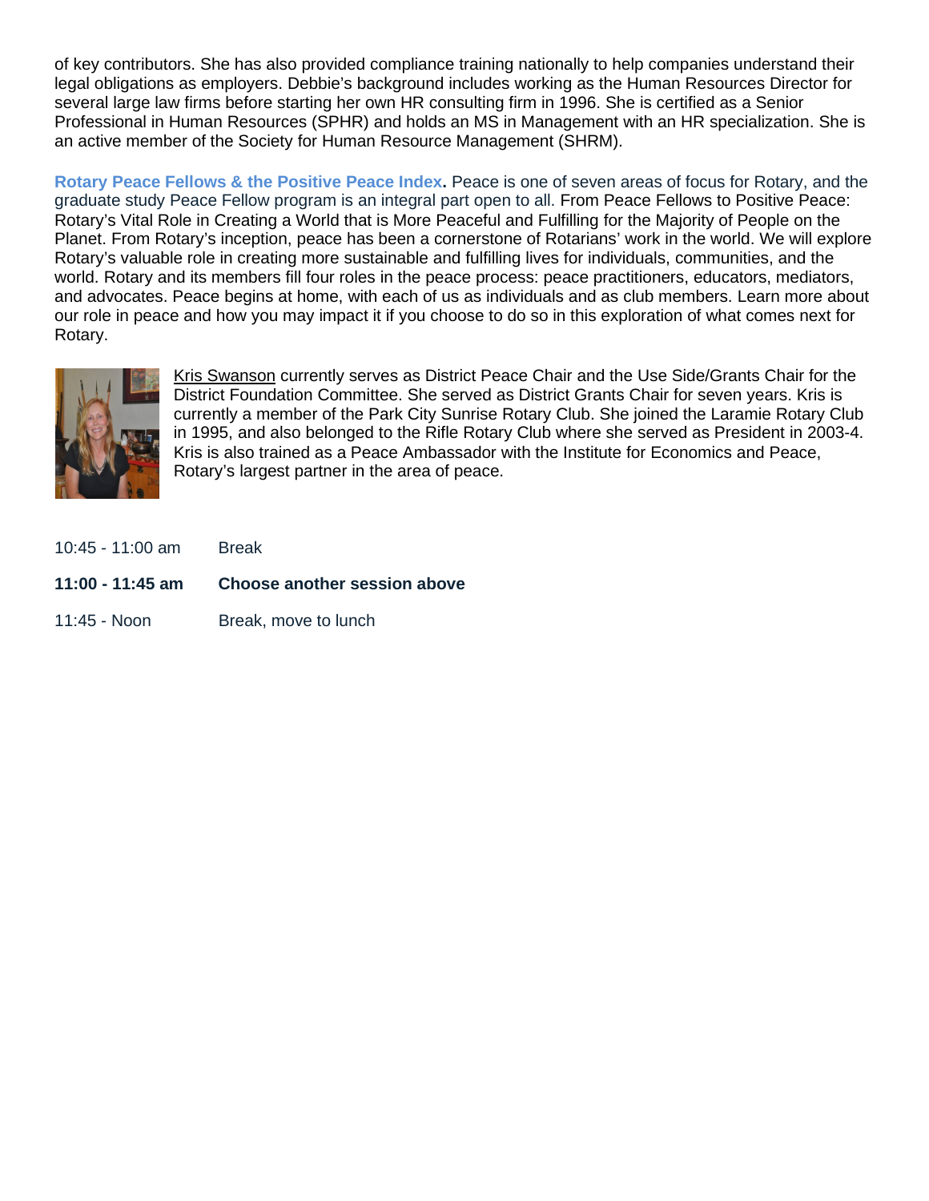of key contributors. She has also provided compliance training nationally to help companies understand their legal obligations as employers. Debbie's background includes working as the Human Resources Director for several large law firms before starting her own HR consulting firm in 1996. She is certified as a Senior Professional in Human Resources (SPHR) and holds an MS in Management with an HR specialization. She is an active member of the Society for Human Resource Management (SHRM).

**Rotary Peace Fellows & the Positive Peace Index.** Peace is one of seven areas of focus for Rotary, and the graduate study Peace Fellow program is an integral part open to all. From Peace Fellows to Positive Peace: Rotary's Vital Role in Creating a World that is More Peaceful and Fulfilling for the Majority of People on the Planet. From Rotary's inception, peace has been a cornerstone of Rotarians' work in the world. We will explore Rotary's valuable role in creating more sustainable and fulfilling lives for individuals, communities, and the world. Rotary and its members fill four roles in the peace process: peace practitioners, educators, mediators, and advocates. Peace begins at home, with each of us as individuals and as club members. Learn more about our role in peace and how you may impact it if you choose to do so in this exploration of what comes next for Rotary.

Kris Swanson currently serves as District Peace Chair and the Use Side/Grants Chair for the District Foundation Committee. She served as District Grants Chair for seven years. Kris is currently a member of the Park City Sunrise Rotary Club. She joined the Laramie Rotary Club in 1995, and also belonged to the Rifle Rotary Club where she served as President in 2003-4. Kris is also trained as a Peace Ambassador with the Institute for Economics and Peace, Rotary's largest partner in the area of peace.

| | |
|---|---|
| 10:45 - 11:00 am | Break |
| **11:00 - 11:45 am** | **Choose another session above** |
| 11:45 - Noon | Break, move to lunch |